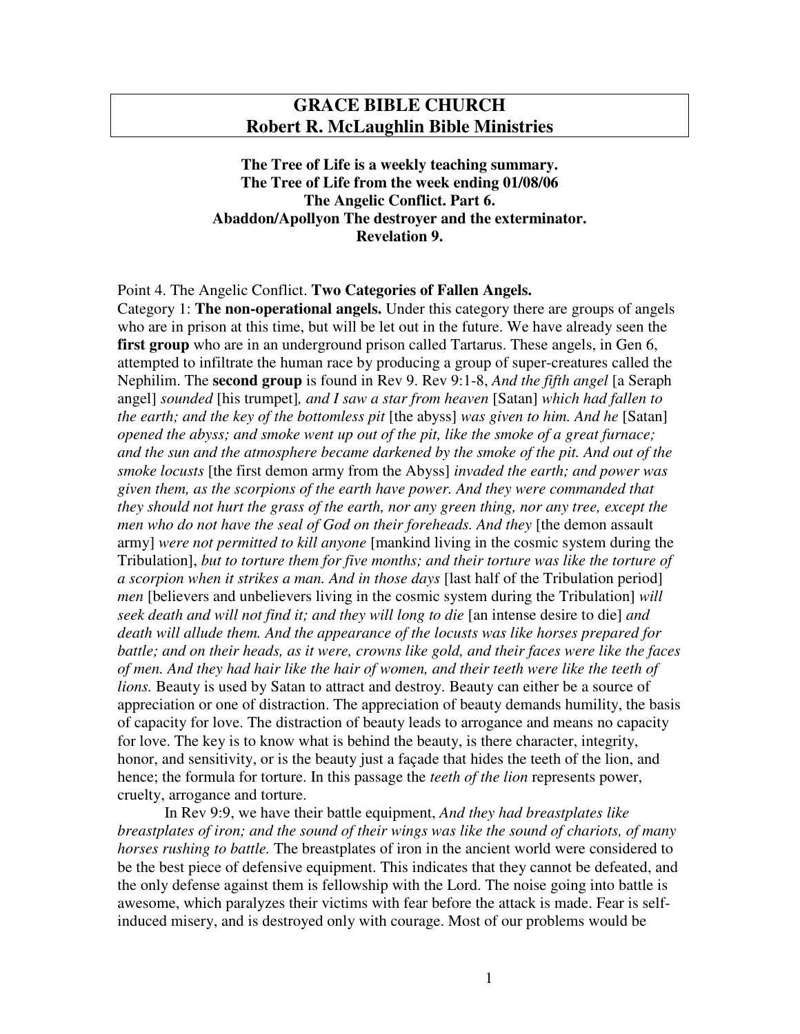# GRACE BIBLE CHURCH
# Robert R. McLaughlin Bible Ministries

**The Tree of Life is a weekly teaching summary.**
**The Tree of Life from the week ending 01/08/06**
**The Angelic Conflict. Part 6.**
**Abaddon/Apollyon The destroyer and the exterminator.**
**Revelation 9.**

Point 4. The Angelic Conflict. **Two Categories of Fallen Angels.**
Category 1: **The non-operational angels.** Under this category there are groups of angels who are in prison at this time, but will be let out in the future. We have already seen the **first group** who are in an underground prison called Tartarus. These angels, in Gen 6, attempted to infiltrate the human race by producing a group of super-creatures called the Nephilim. The **second group** is found in Rev 9. Rev 9:1-8, *And the fifth angel* [a Seraph angel] *sounded* [his trumpet]*, and I saw a star from heaven* [Satan] *which had fallen to the earth; and the key of the bottomless pit* [the abyss] *was given to him. And he* [Satan] *opened the abyss; and smoke went up out of the pit, like the smoke of a great furnace; and the sun and the atmosphere became darkened by the smoke of the pit. And out of the smoke locusts* [the first demon army from the Abyss] *invaded the earth; and power was given them, as the scorpions of the earth have power. And they were commanded that they should not hurt the grass of the earth, nor any green thing, nor any tree, except the men who do not have the seal of God on their foreheads. And they* [the demon assault army] *were not permitted to kill anyone* [mankind living in the cosmic system during the Tribulation], *but to torture them for five months; and their torture was like the torture of a scorpion when it strikes a man. And in those days* [last half of the Tribulation period] *men* [believers and unbelievers living in the cosmic system during the Tribulation] *will seek death and will not find it; and they will long to die* [an intense desire to die] *and death will allude them. And the appearance of the locusts was like horses prepared for battle; and on their heads, as it were, crowns like gold, and their faces were like the faces of men. And they had hair like the hair of women, and their teeth were like the teeth of lions.* Beauty is used by Satan to attract and destroy. Beauty can either be a source of appreciation or one of distraction. The appreciation of beauty demands humility, the basis of capacity for love. The distraction of beauty leads to arrogance and means no capacity for love. The key is to know what is behind the beauty, is there character, integrity, honor, and sensitivity, or is the beauty just a façade that hides the teeth of the lion, and hence; the formula for torture. In this passage the *teeth of the lion* represents power, cruelty, arrogance and torture.

In Rev 9:9, we have their battle equipment, *And they had breastplates like breastplates of iron; and the sound of their wings was like the sound of chariots, of many horses rushing to battle.* The breastplates of iron in the ancient world were considered to be the best piece of defensive equipment. This indicates that they cannot be defeated, and the only defense against them is fellowship with the Lord. The noise going into battle is awesome, which paralyzes their victims with fear before the attack is made. Fear is self-induced misery, and is destroyed only with courage. Most of our problems would be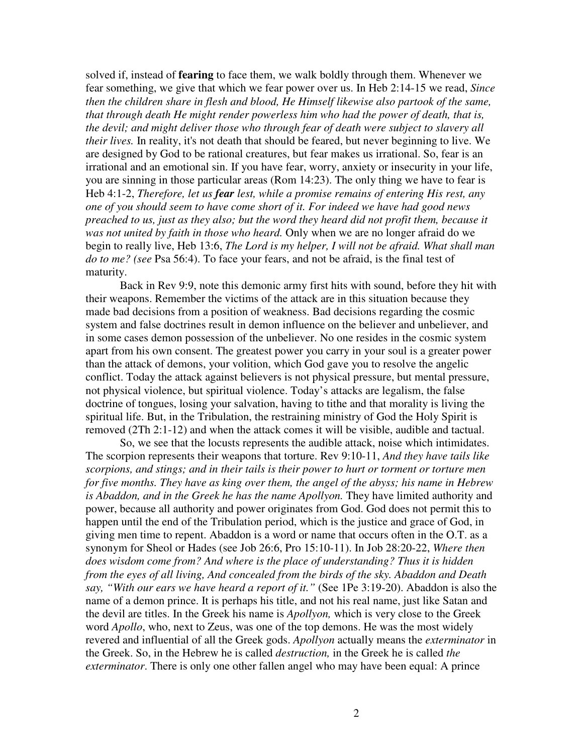solved if, instead of **fearing** to face them, we walk boldly through them. Whenever we fear something, we give that which we fear power over us. In Heb 2:14-15 we read, *Since then the children share in flesh and blood, He Himself likewise also partook of the same, that through death He might render powerless him who had the power of death, that is, the devil; and might deliver those who through fear of death were subject to slavery all their lives.* In reality, it's not death that should be feared, but never beginning to live. We are designed by God to be rational creatures, but fear makes us irrational. So, fear is an irrational and an emotional sin. If you have fear, worry, anxiety or insecurity in your life, you are sinning in those particular areas (Rom 14:23). The only thing we have to fear is Heb 4:1-2, *Therefore, let us **fear** lest, while a promise remains of entering His rest, any one of you should seem to have come short of it. For indeed we have had good news preached to us, just as they also; but the word they heard did not profit them, because it was not united by faith in those who heard.* Only when we are no longer afraid do we begin to really live, Heb 13:6, *The Lord is my helper, I will not be afraid. What shall man do to me? (see* Psa 56:4). To face your fears, and not be afraid, is the final test of maturity.

Back in Rev 9:9, note this demonic army first hits with sound, before they hit with their weapons. Remember the victims of the attack are in this situation because they made bad decisions from a position of weakness. Bad decisions regarding the cosmic system and false doctrines result in demon influence on the believer and unbeliever, and in some cases demon possession of the unbeliever. No one resides in the cosmic system apart from his own consent. The greatest power you carry in your soul is a greater power than the attack of demons, your volition, which God gave you to resolve the angelic conflict. Today the attack against believers is not physical pressure, but mental pressure, not physical violence, but spiritual violence. Today's attacks are legalism, the false doctrine of tongues, losing your salvation, having to tithe and that morality is living the spiritual life. But, in the Tribulation, the restraining ministry of God the Holy Spirit is removed (2Th 2:1-12) and when the attack comes it will be visible, audible and tactual.

So, we see that the locusts represents the audible attack, noise which intimidates. The scorpion represents their weapons that torture. Rev 9:10-11, *And they have tails like scorpions, and stings; and in their tails is their power to hurt or torment or torture men for five months. They have as king over them, the angel of the abyss; his name in Hebrew is Abaddon, and in the Greek he has the name Apollyon.* They have limited authority and power, because all authority and power originates from God. God does not permit this to happen until the end of the Tribulation period, which is the justice and grace of God, in giving men time to repent. Abaddon is a word or name that occurs often in the O.T. as a synonym for Sheol or Hades (see Job 26:6, Pro 15:10-11). In Job 28:20-22, *Where then does wisdom come from? And where is the place of understanding? Thus it is hidden from the eyes of all living, And concealed from the birds of the sky. Abaddon and Death say, "With our ears we have heard a report of it."* (See 1Pe 3:19-20). Abaddon is also the name of a demon prince. It is perhaps his title, and not his real name, just like Satan and the devil are titles. In the Greek his name is *Apollyon,* which is very close to the Greek word *Apollo*, who, next to Zeus, was one of the top demons. He was the most widely revered and influential of all the Greek gods. *Apollyon* actually means the *exterminator* in the Greek. So, in the Hebrew he is called *destruction,* in the Greek he is called *the exterminator*. There is only one other fallen angel who may have been equal: A prince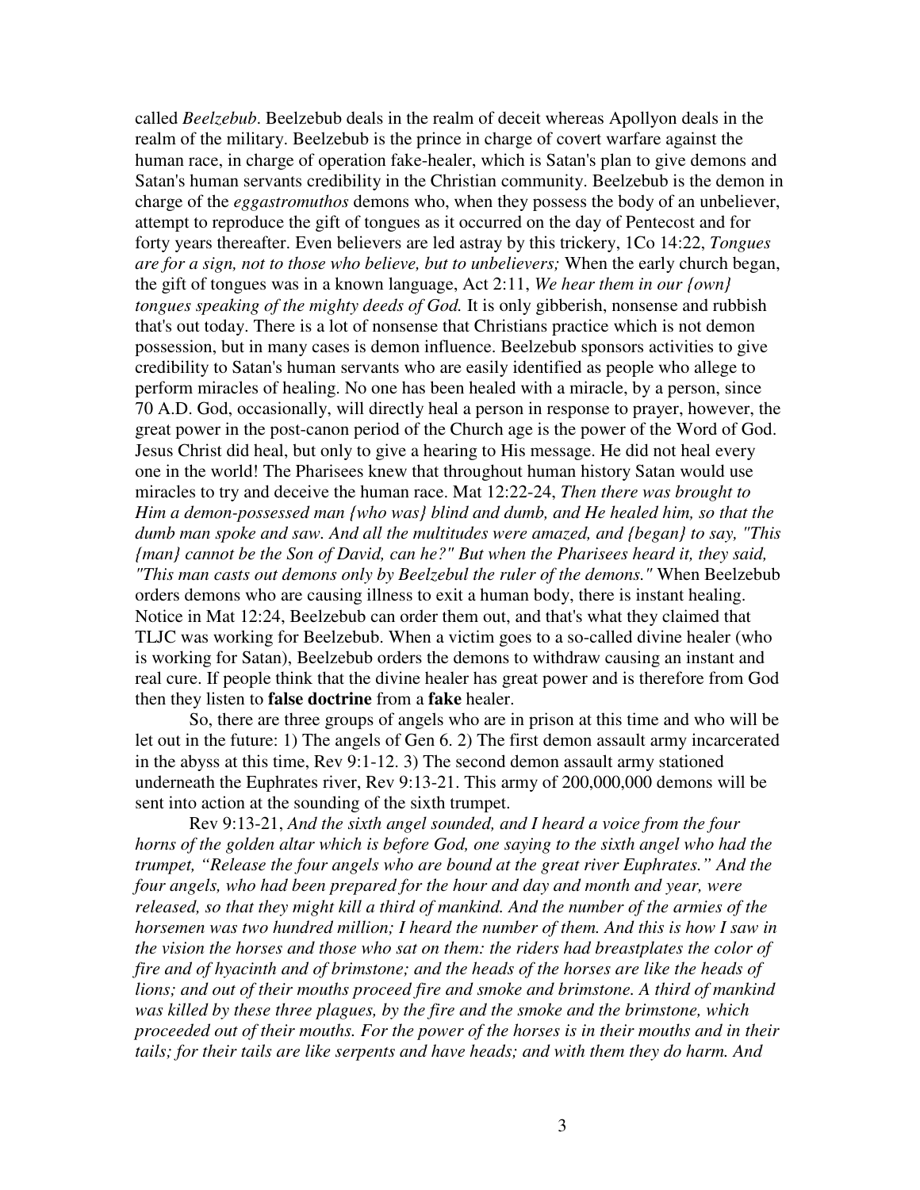called *Beelzebub*. Beelzebub deals in the realm of deceit whereas Apollyon deals in the realm of the military. Beelzebub is the prince in charge of covert warfare against the human race, in charge of operation fake-healer, which is Satan's plan to give demons and Satan's human servants credibility in the Christian community. Beelzebub is the demon in charge of the *eggastromuthos* demons who, when they possess the body of an unbeliever, attempt to reproduce the gift of tongues as it occurred on the day of Pentecost and for forty years thereafter. Even believers are led astray by this trickery, 1Co 14:22, *Tongues are for a sign, not to those who believe, but to unbelievers;* When the early church began, the gift of tongues was in a known language, Act 2:11, *We hear them in our {own} tongues speaking of the mighty deeds of God.* It is only gibberish, nonsense and rubbish that's out today. There is a lot of nonsense that Christians practice which is not demon possession, but in many cases is demon influence. Beelzebub sponsors activities to give credibility to Satan's human servants who are easily identified as people who allege to perform miracles of healing. No one has been healed with a miracle, by a person, since 70 A.D. God, occasionally, will directly heal a person in response to prayer, however, the great power in the post-canon period of the Church age is the power of the Word of God. Jesus Christ did heal, but only to give a hearing to His message. He did not heal every one in the world! The Pharisees knew that throughout human history Satan would use miracles to try and deceive the human race. Mat 12:22-24, *Then there was brought to Him a demon-possessed man {who was} blind and dumb, and He healed him, so that the dumb man spoke and saw. And all the multitudes were amazed, and {began} to say, "This {man} cannot be the Son of David, can he?" But when the Pharisees heard it, they said, "This man casts out demons only by Beelzebul the ruler of the demons."* When Beelzebub orders demons who are causing illness to exit a human body, there is instant healing. Notice in Mat 12:24, Beelzebub can order them out, and that's what they claimed that TLJC was working for Beelzebub. When a victim goes to a so-called divine healer (who is working for Satan), Beelzebub orders the demons to withdraw causing an instant and real cure. If people think that the divine healer has great power and is therefore from God then they listen to **false doctrine** from a **fake** healer.

So, there are three groups of angels who are in prison at this time and who will be let out in the future: 1) The angels of Gen 6. 2) The first demon assault army incarcerated in the abyss at this time, Rev 9:1-12. 3) The second demon assault army stationed underneath the Euphrates river, Rev 9:13-21. This army of 200,000,000 demons will be sent into action at the sounding of the sixth trumpet.

Rev 9:13-21, *And the sixth angel sounded, and I heard a voice from the four horns of the golden altar which is before God, one saying to the sixth angel who had the trumpet, "Release the four angels who are bound at the great river Euphrates." And the four angels, who had been prepared for the hour and day and month and year, were released, so that they might kill a third of mankind. And the number of the armies of the horsemen was two hundred million; I heard the number of them. And this is how I saw in the vision the horses and those who sat on them: the riders had breastplates the color of fire and of hyacinth and of brimstone; and the heads of the horses are like the heads of lions; and out of their mouths proceed fire and smoke and brimstone. A third of mankind was killed by these three plagues, by the fire and the smoke and the brimstone, which proceeded out of their mouths. For the power of the horses is in their mouths and in their tails; for their tails are like serpents and have heads; and with them they do harm. And*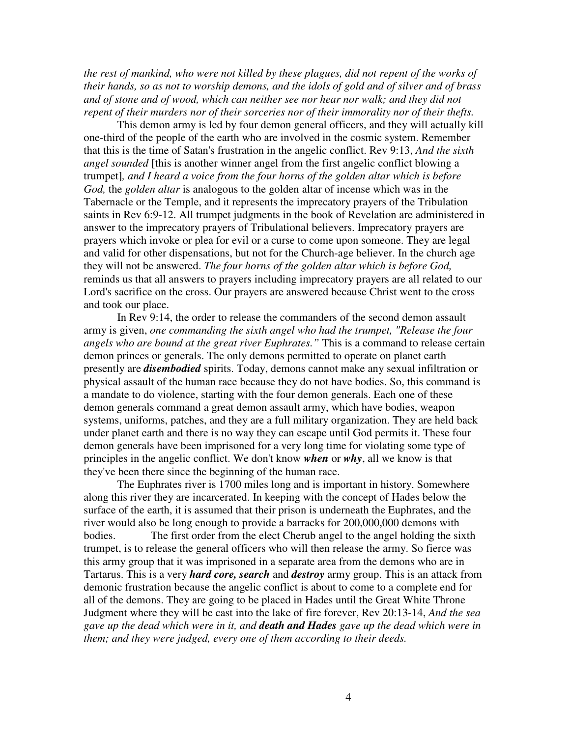*the rest of mankind, who were not killed by these plagues, did not repent of the works of their hands, so as not to worship demons, and the idols of gold and of silver and of brass and of stone and of wood, which can neither see nor hear nor walk; and they did not repent of their murders nor of their sorceries nor of their immorality nor of their thefts.*

This demon army is led by four demon general officers, and they will actually kill one-third of the people of the earth who are involved in the cosmic system. Remember that this is the time of Satan's frustration in the angelic conflict. Rev 9:13, *And the sixth angel sounded* [this is another winner angel from the first angelic conflict blowing a trumpet]*, and I heard a voice from the four horns of the golden altar which is before God,* the *golden altar* is analogous to the golden altar of incense which was in the Tabernacle or the Temple, and it represents the imprecatory prayers of the Tribulation saints in Rev 6:9-12. All trumpet judgments in the book of Revelation are administered in answer to the imprecatory prayers of Tribulational believers. Imprecatory prayers are prayers which invoke or plea for evil or a curse to come upon someone. They are legal and valid for other dispensations, but not for the Church-age believer. In the church age they will not be answered. *The four horns of the golden altar which is before God,* reminds us that all answers to prayers including imprecatory prayers are all related to our Lord's sacrifice on the cross. Our prayers are answered because Christ went to the cross and took our place.

In Rev 9:14, the order to release the commanders of the second demon assault army is given, *one commanding the sixth angel who had the trumpet, "Release the four angels who are bound at the great river Euphrates."* This is a command to release certain demon princes or generals. The only demons permitted to operate on planet earth presently are ***disembodied*** spirits. Today, demons cannot make any sexual infiltration or physical assault of the human race because they do not have bodies. So, this command is a mandate to do violence, starting with the four demon generals. Each one of these demon generals command a great demon assault army, which have bodies, weapon systems, uniforms, patches, and they are a full military organization. They are held back under planet earth and there is no way they can escape until God permits it. These four demon generals have been imprisoned for a very long time for violating some type of principles in the angelic conflict. We don't know ***when*** or ***why***, all we know is that they've been there since the beginning of the human race.

The Euphrates river is 1700 miles long and is important in history. Somewhere along this river they are incarcerated. In keeping with the concept of Hades below the surface of the earth, it is assumed that their prison is underneath the Euphrates, and the river would also be long enough to provide a barracks for 200,000,000 demons with bodies. The first order from the elect Cherub angel to the angel holding the sixth trumpet, is to release the general officers who will then release the army. So fierce was this army group that it was imprisoned in a separate area from the demons who are in Tartarus. This is a very ***hard core, search*** and ***destroy*** army group. This is an attack from demonic frustration because the angelic conflict is about to come to a complete end for all of the demons. They are going to be placed in Hades until the Great White Throne Judgment where they will be cast into the lake of fire forever, Rev 20:13-14, *And the sea gave up the dead which were in it, and **death and Hades** gave up the dead which were in them; and they were judged, every one of them according to their deeds.*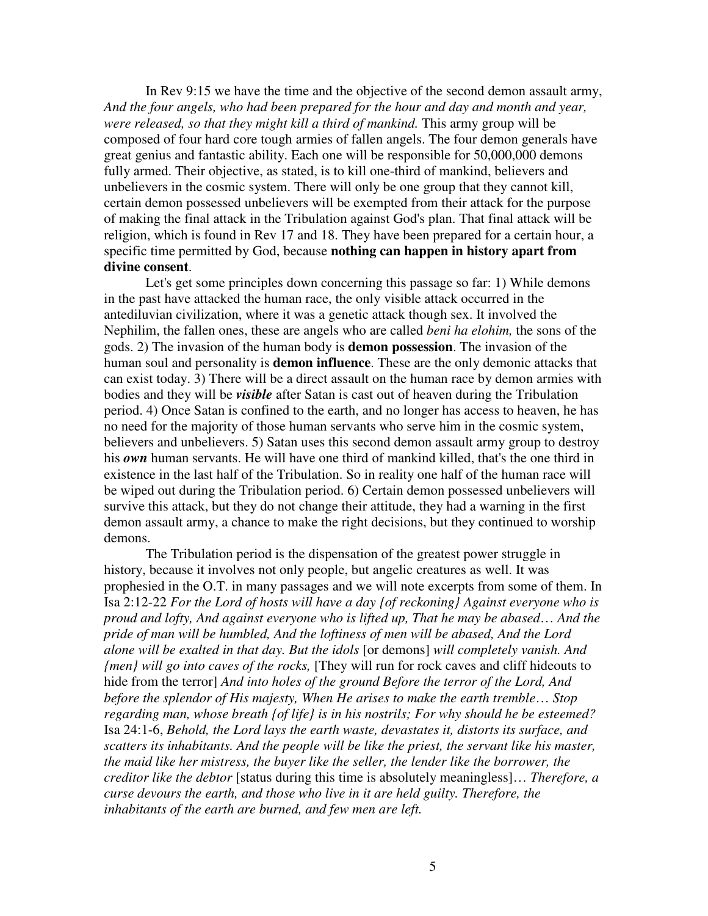In Rev 9:15 we have the time and the objective of the second demon assault army, *And the four angels, who had been prepared for the hour and day and month and year, were released, so that they might kill a third of mankind.* This army group will be composed of four hard core tough armies of fallen angels. The four demon generals have great genius and fantastic ability. Each one will be responsible for 50,000,000 demons fully armed. Their objective, as stated, is to kill one-third of mankind, believers and unbelievers in the cosmic system. There will only be one group that they cannot kill, certain demon possessed unbelievers will be exempted from their attack for the purpose of making the final attack in the Tribulation against God's plan. That final attack will be religion, which is found in Rev 17 and 18. They have been prepared for a certain hour, a specific time permitted by God, because **nothing can happen in history apart from divine consent**.

Let's get some principles down concerning this passage so far: 1) While demons in the past have attacked the human race, the only visible attack occurred in the antediluvian civilization, where it was a genetic attack though sex. It involved the Nephilim, the fallen ones, these are angels who are called *beni ha elohim,* the sons of the gods. 2) The invasion of the human body is **demon possession**. The invasion of the human soul and personality is **demon influence**. These are the only demonic attacks that can exist today. 3) There will be a direct assault on the human race by demon armies with bodies and they will be ***visible*** after Satan is cast out of heaven during the Tribulation period. 4) Once Satan is confined to the earth, and no longer has access to heaven, he has no need for the majority of those human servants who serve him in the cosmic system, believers and unbelievers. 5) Satan uses this second demon assault army group to destroy his ***own*** human servants. He will have one third of mankind killed, that's the one third in existence in the last half of the Tribulation. So in reality one half of the human race will be wiped out during the Tribulation period. 6) Certain demon possessed unbelievers will survive this attack, but they do not change their attitude, they had a warning in the first demon assault army, a chance to make the right decisions, but they continued to worship demons.

The Tribulation period is the dispensation of the greatest power struggle in history, because it involves not only people, but angelic creatures as well. It was prophesied in the O.T. in many passages and we will note excerpts from some of them. In Isa 2:12-22 *For the Lord of hosts will have a day {of reckoning} Against everyone who is proud and lofty, And against everyone who is lifted up, That he may be abased… And the pride of man will be humbled, And the loftiness of men will be abased, And the Lord alone will be exalted in that day. But the idols* [or demons] *will completely vanish. And {men} will go into caves of the rocks,* [They will run for rock caves and cliff hideouts to hide from the terror] *And into holes of the ground Before the terror of the Lord, And before the splendor of His majesty, When He arises to make the earth tremble… Stop regarding man, whose breath {of life} is in his nostrils; For why should he be esteemed?* Isa 24:1-6, *Behold, the Lord lays the earth waste, devastates it, distorts its surface, and scatters its inhabitants. And the people will be like the priest, the servant like his master, the maid like her mistress, the buyer like the seller, the lender like the borrower, the creditor like the debtor* [status during this time is absolutely meaningless]… *Therefore, a curse devours the earth, and those who live in it are held guilty. Therefore, the inhabitants of the earth are burned, and few men are left.*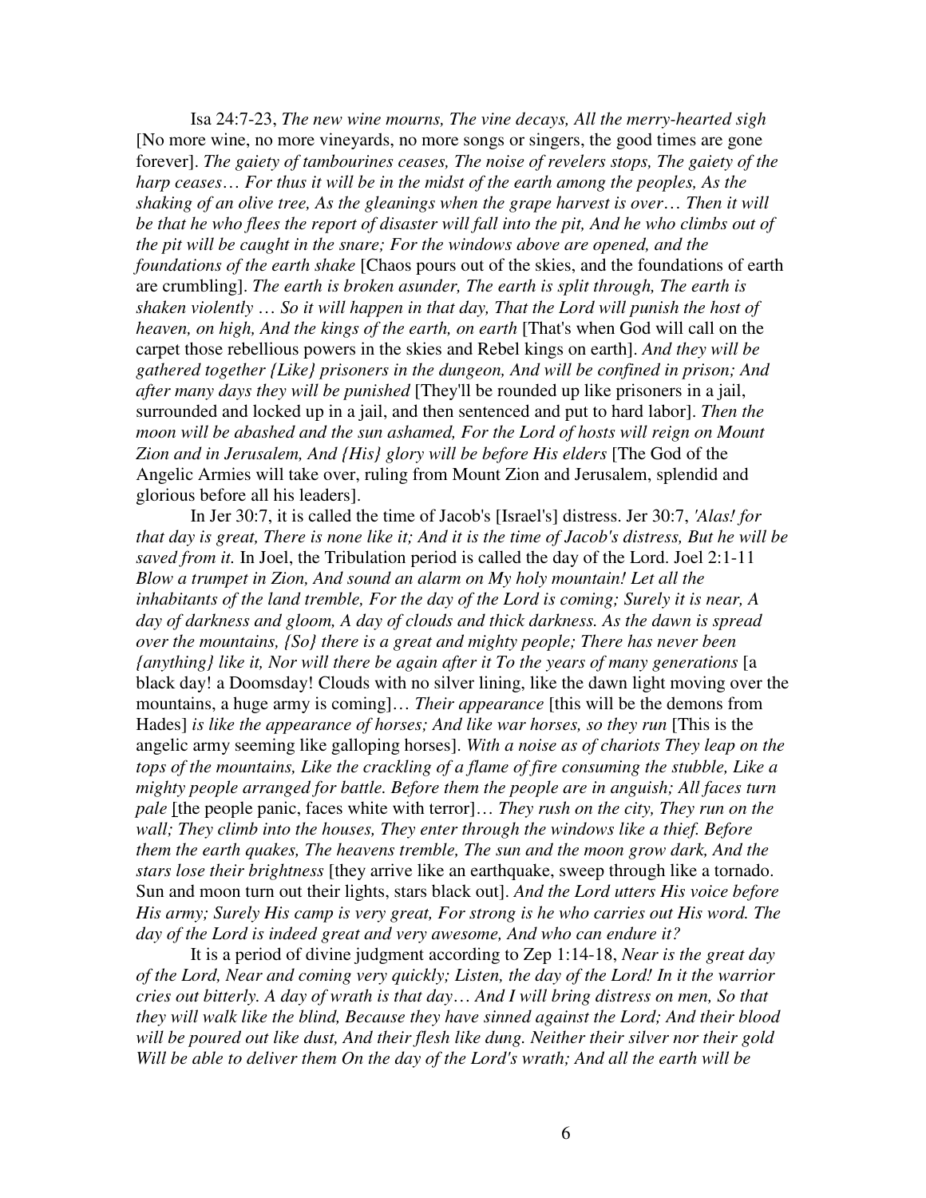Isa 24:7-23, *The new wine mourns, The vine decays, All the merry-hearted sigh* [No more wine, no more vineyards, no more songs or singers, the good times are gone forever]. *The gaiety of tambourines ceases, The noise of revelers stops, The gaiety of the harp ceases… For thus it will be in the midst of the earth among the peoples, As the shaking of an olive tree, As the gleanings when the grape harvest is over… Then it will be that he who flees the report of disaster will fall into the pit, And he who climbs out of the pit will be caught in the snare; For the windows above are opened, and the foundations of the earth shake* [Chaos pours out of the skies, and the foundations of earth are crumbling]. *The earth is broken asunder, The earth is split through, The earth is shaken violently … So it will happen in that day, That the Lord will punish the host of heaven, on high, And the kings of the earth, on earth* [That's when God will call on the carpet those rebellious powers in the skies and Rebel kings on earth]. *And they will be gathered together {Like} prisoners in the dungeon, And will be confined in prison; And after many days they will be punished* [They'll be rounded up like prisoners in a jail, surrounded and locked up in a jail, and then sentenced and put to hard labor]. *Then the moon will be abashed and the sun ashamed, For the Lord of hosts will reign on Mount Zion and in Jerusalem, And {His} glory will be before His elders* [The God of the Angelic Armies will take over, ruling from Mount Zion and Jerusalem, splendid and glorious before all his leaders].

In Jer 30:7, it is called the time of Jacob's [Israel's] distress. Jer 30:7, *'Alas! for that day is great, There is none like it; And it is the time of Jacob's distress, But he will be saved from it.* In Joel, the Tribulation period is called the day of the Lord. Joel 2:1-11 *Blow a trumpet in Zion, And sound an alarm on My holy mountain! Let all the inhabitants of the land tremble, For the day of the Lord is coming; Surely it is near, A day of darkness and gloom, A day of clouds and thick darkness. As the dawn is spread over the mountains, {So} there is a great and mighty people; There has never been {anything} like it, Nor will there be again after it To the years of many generations* [a black day! a Doomsday! Clouds with no silver lining, like the dawn light moving over the mountains, a huge army is coming]… *Their appearance* [this will be the demons from Hades] *is like the appearance of horses; And like war horses, so they run* [This is the angelic army seeming like galloping horses]. *With a noise as of chariots They leap on the tops of the mountains, Like the crackling of a flame of fire consuming the stubble, Like a mighty people arranged for battle. Before them the people are in anguish; All faces turn pale* [the people panic, faces white with terror]… *They rush on the city, They run on the wall; They climb into the houses, They enter through the windows like a thief. Before them the earth quakes, The heavens tremble, The sun and the moon grow dark, And the stars lose their brightness* [they arrive like an earthquake, sweep through like a tornado. Sun and moon turn out their lights, stars black out]. *And the Lord utters His voice before His army; Surely His camp is very great, For strong is he who carries out His word. The day of the Lord is indeed great and very awesome, And who can endure it?*

It is a period of divine judgment according to Zep 1:14-18, *Near is the great day of the Lord, Near and coming very quickly; Listen, the day of the Lord! In it the warrior cries out bitterly. A day of wrath is that day… And I will bring distress on men, So that they will walk like the blind, Because they have sinned against the Lord; And their blood will be poured out like dust, And their flesh like dung. Neither their silver nor their gold Will be able to deliver them On the day of the Lord's wrath; And all the earth will be*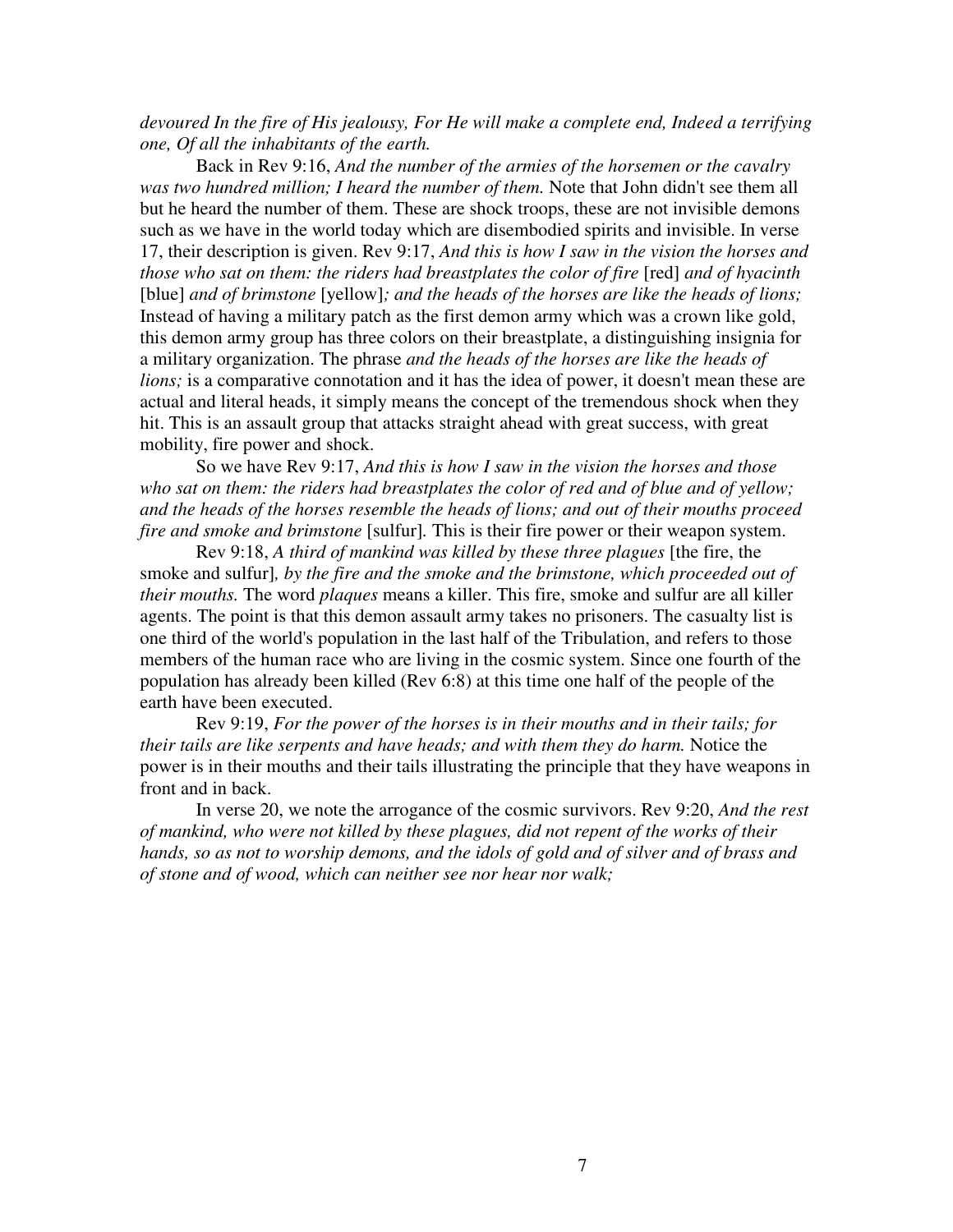*devoured In the fire of His jealousy, For He will make a complete end, Indeed a terrifying one, Of all the inhabitants of the earth.*

Back in Rev 9:16, *And the number of the armies of the horsemen or the cavalry was two hundred million; I heard the number of them.* Note that John didn't see them all but he heard the number of them. These are shock troops, these are not invisible demons such as we have in the world today which are disembodied spirits and invisible. In verse 17, their description is given. Rev 9:17, *And this is how I saw in the vision the horses and those who sat on them: the riders had breastplates the color of fire* [red] *and of hyacinth* [blue] *and of brimstone* [yellow]*; and the heads of the horses are like the heads of lions;* Instead of having a military patch as the first demon army which was a crown like gold, this demon army group has three colors on their breastplate, a distinguishing insignia for a military organization. The phrase *and the heads of the horses are like the heads of lions;* is a comparative connotation and it has the idea of power, it doesn't mean these are actual and literal heads, it simply means the concept of the tremendous shock when they hit. This is an assault group that attacks straight ahead with great success, with great mobility, fire power and shock.

So we have Rev 9:17, *And this is how I saw in the vision the horses and those who sat on them: the riders had breastplates the color of red and of blue and of yellow; and the heads of the horses resemble the heads of lions; and out of their mouths proceed fire and smoke and brimstone* [sulfur]. This is their fire power or their weapon system.

Rev 9:18, *A third of mankind was killed by these three plagues* [the fire, the smoke and sulfur]*, by the fire and the smoke and the brimstone, which proceeded out of their mouths.* The word *plaques* means a killer. This fire, smoke and sulfur are all killer agents. The point is that this demon assault army takes no prisoners. The casualty list is one third of the world's population in the last half of the Tribulation, and refers to those members of the human race who are living in the cosmic system. Since one fourth of the population has already been killed (Rev 6:8) at this time one half of the people of the earth have been executed.

Rev 9:19, *For the power of the horses is in their mouths and in their tails; for their tails are like serpents and have heads; and with them they do harm.* Notice the power is in their mouths and their tails illustrating the principle that they have weapons in front and in back.

In verse 20, we note the arrogance of the cosmic survivors. Rev 9:20, *And the rest of mankind, who were not killed by these plagues, did not repent of the works of their hands, so as not to worship demons, and the idols of gold and of silver and of brass and of stone and of wood, which can neither see nor hear nor walk;*